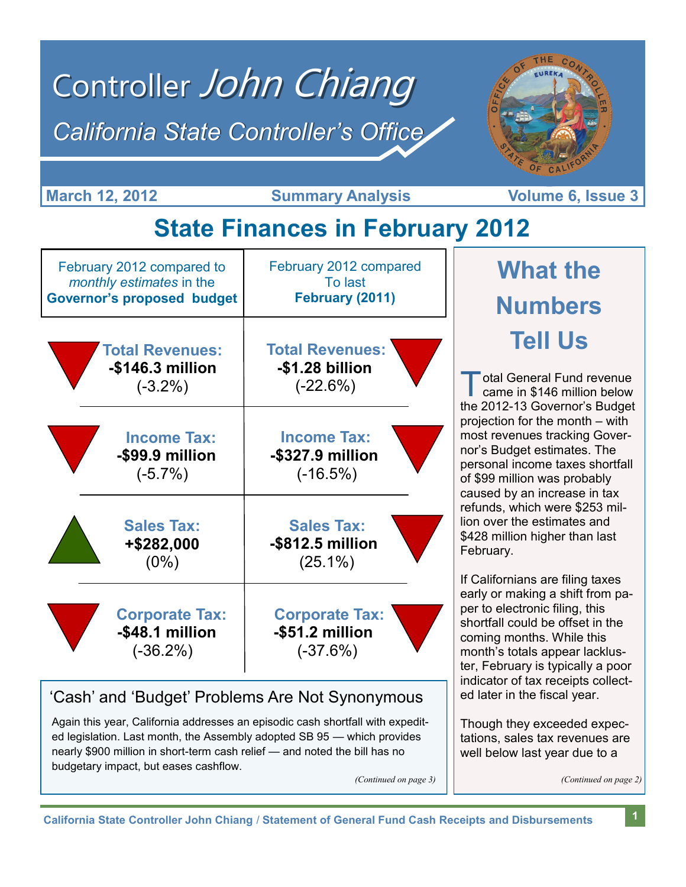# Controller *John Chiang*

## *California State Controller's Office*

March 12, 2012 — Summary Analysis — Volume 6, Issue 3

# State Finances in February 2012

| February 2012 compared to *monthly estimates* in the **Governor's proposed budget** | February 2012 compared To last **February (2011)** |
|---|---|
| **Total Revenues:** **-$146.3 million** (-3.2%) | **Total Revenues:** **-$1.28 billion** (-22.6%) |
| **Income Tax:** **-$99.9 million** (-5.7%) | **Income Tax:** **-$327.9 million** (-16.5%) |
| **Sales Tax:** **+$282,000** (0%) | **Sales Tax:** **-$812.5 million** (25.1%) |
| **Corporate Tax:** **-$48.1 million** (-36.2%) | **Corporate Tax:** **-$51.2 million** (-37.6%) |

## What the Numbers Tell Us

Total General Fund revenue came in $146 million below the 2012-13 Governor's Budget projection for the month – with most revenues tracking Governor's Budget estimates. The personal income taxes shortfall of $99 million was probably caused by an increase in tax refunds, which were $253 million over the estimates and $428 million higher than last February.

If Californians are filing taxes early or making a shift from paper to electronic filing, this shortfall could be offset in the coming months. While this month's totals appear lackluster, February is typically a poor indicator of tax receipts collected later in the fiscal year.

Though they exceeded expectations, sales tax revenues are well below last year due to a

*(Continued on page 2)*

## 'Cash' and 'Budget' Problems Are Not Synonymous

Again this year, California addresses an episodic cash shortfall with expedited legislation. Last month, the Assembly adopted SB 95 — which provides nearly $900 million in short-term cash relief — and noted the bill has no budgetary impact, but eases cashflow.

*(Continued on page 3)*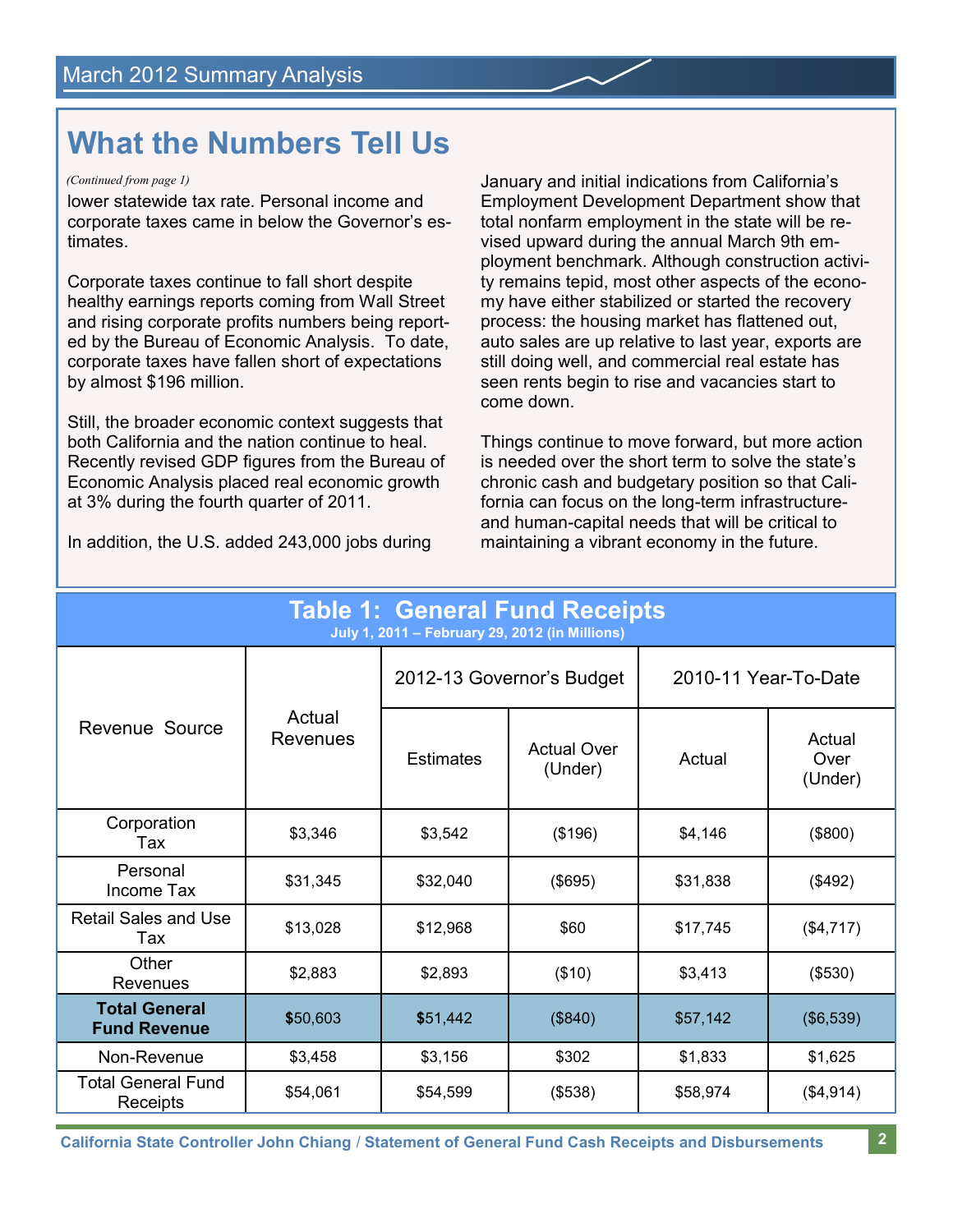# What the Numbers Tell Us

*(Continued from page 1)*

lower statewide tax rate. Personal income and corporate taxes came in below the Governor's estimates.

Corporate taxes continue to fall short despite healthy earnings reports coming from Wall Street and rising corporate profits numbers being reported by the Bureau of Economic Analysis. To date, corporate taxes have fallen short of expectations by almost $196 million.

Still, the broader economic context suggests that both California and the nation continue to heal. Recently revised GDP figures from the Bureau of Economic Analysis placed real economic growth at 3% during the fourth quarter of 2011.

In addition, the U.S. added 243,000 jobs during January and initial indications from California's Employment Development Department show that total nonfarm employment in the state will be revised upward during the annual March 9th employment benchmark. Although construction activity remains tepid, most other aspects of the economy have either stabilized or started the recovery process: the housing market has flattened out, auto sales are up relative to last year, exports are still doing well, and commercial real estate has seen rents begin to rise and vacancies start to come down.

Things continue to move forward, but more action is needed over the short term to solve the state's chronic cash and budgetary position so that California can focus on the long-term infrastructure- and human-capital needs that will be critical to maintaining a vibrant economy in the future.

## Table 1: General Fund Receipts

**July 1, 2011 – February 29, 2012 (in Millions)**

| Revenue Source | Actual Revenues | 2012-13 Governor's Budget | | 2010-11 Year-To-Date | |
|---|---|---|---|---|---|
| | | Estimates | Actual Over (Under) | Actual | Actual Over (Under) |
| Corporation Tax | $3,346 | $3,542 | ($196) | $4,146 | ($800) |
| Personal Income Tax | $31,345 | $32,040 | ($695) | $31,838 | ($492) |
| Retail Sales and Use Tax | $13,028 | $12,968 | $60 | $17,745 | ($4,717) |
| Other Revenues | $2,883 | $2,893 | ($10) | $3,413 | ($530) |
| **Total General Fund Revenue** | $50,603 | $51,442 | ($840) | $57,142 | ($6,539) |
| Non-Revenue | $3,458 | $3,156 | $302 | $1,833 | $1,625 |
| Total General Fund Receipts | $54,061 | $54,599 | ($538) | $58,974 | ($4,914) |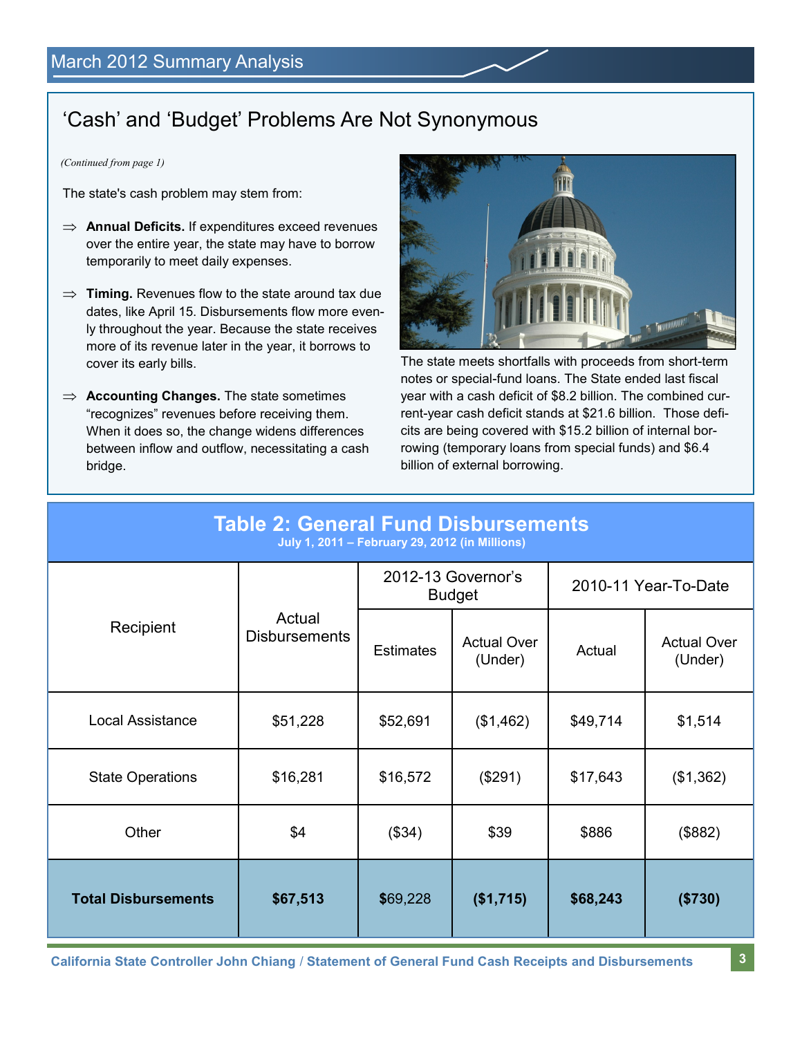## 'Cash' and 'Budget' Problems Are Not Synonymous

*(Continued from page 1)*

The state's cash problem may stem from:

⇒ **Annual Deficits.** If expenditures exceed revenues over the entire year, the state may have to borrow temporarily to meet daily expenses.

⇒ **Timing.** Revenues flow to the state around tax due dates, like April 15. Disbursements flow more evenly throughout the year. Because the state receives more of its revenue later in the year, it borrows to cover its early bills.

⇒ **Accounting Changes.** The state sometimes "recognizes" revenues before receiving them. When it does so, the change widens differences between inflow and outflow, necessitating a cash bridge.

The state meets shortfalls with proceeds from short-term notes or special-fund loans. The State ended last fiscal year with a cash deficit of $8.2 billion. The combined current-year cash deficit stands at $21.6 billion. Those deficits are being covered with $15.2 billion of internal borrowing (temporary loans from special funds) and $6.4 billion of external borrowing.

## Table 2: General Fund Disbursements

**July 1, 2011 – February 29, 2012 (in Millions)**

| Recipient | Actual Disbursements | 2012-13 Governor's Budget | | 2010-11 Year-To-Date | |
|---|---|---|---|---|---|
| | | Estimates | Actual Over (Under) | Actual | Actual Over (Under) |
| Local Assistance | $51,228 | $52,691 | ($1,462) | $49,714 | $1,514 |
| State Operations | $16,281 | $16,572 | ($291) | $17,643 | ($1,362) |
| Other | $4 | ($34) | $39 | $886 | ($882) |
| **Total Disbursements** | **$67,513** | $69,228 | **($1,715)** | **$68,243** | **($730)** |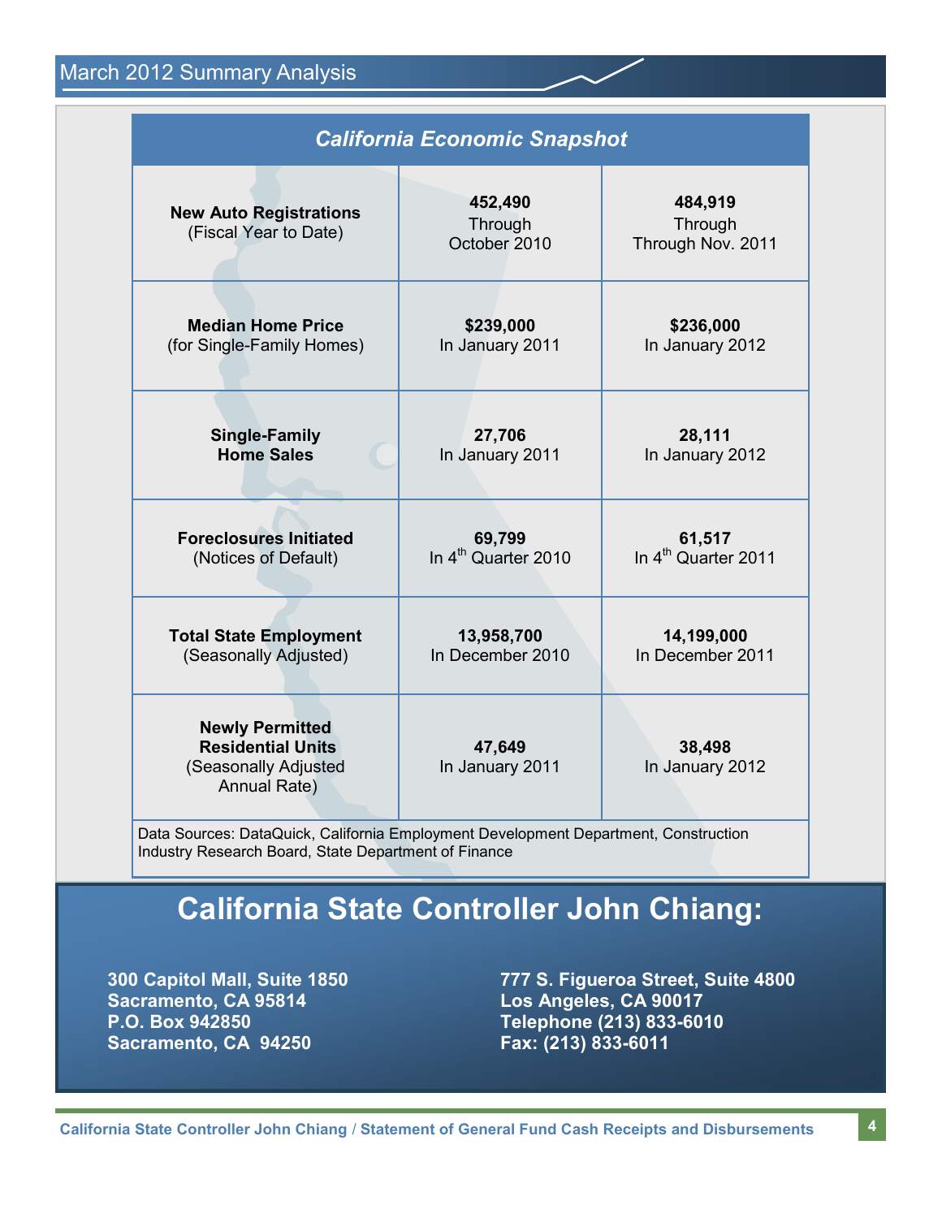## California Economic Snapshot

| | | |
|---|---|---|
| **New Auto Registrations** (Fiscal Year to Date) | **452,490** Through October 2010 | **484,919** Through Through Nov. 2011 |
| **Median Home Price** (for Single-Family Homes) | **$239,000** In January 2011 | **$236,000** In January 2012 |
| **Single-Family Home Sales** | **27,706** In January 2011 | **28,111** In January 2012 |
| **Foreclosures Initiated** (Notices of Default) | **69,799** In 4th Quarter 2010 | **61,517** In 4th Quarter 2011 |
| **Total State Employment** (Seasonally Adjusted) | **13,958,700** In December 2010 | **14,199,000** In December 2011 |
| **Newly Permitted Residential Units** (Seasonally Adjusted Annual Rate) | **47,649** In January 2011 | **38,498** In January 2012 |

Data Sources: DataQuick, California Employment Development Department, Construction Industry Research Board, State Department of Finance

# California State Controller John Chiang:

**300 Capitol Mall, Suite 1850**
**Sacramento, CA 95814**
**P.O. Box 942850**
**Sacramento, CA 94250**

**777 S. Figueroa Street, Suite 4800**
**Los Angeles, CA 90017**
**Telephone (213) 833-6010**
**Fax: (213) 833-6011**